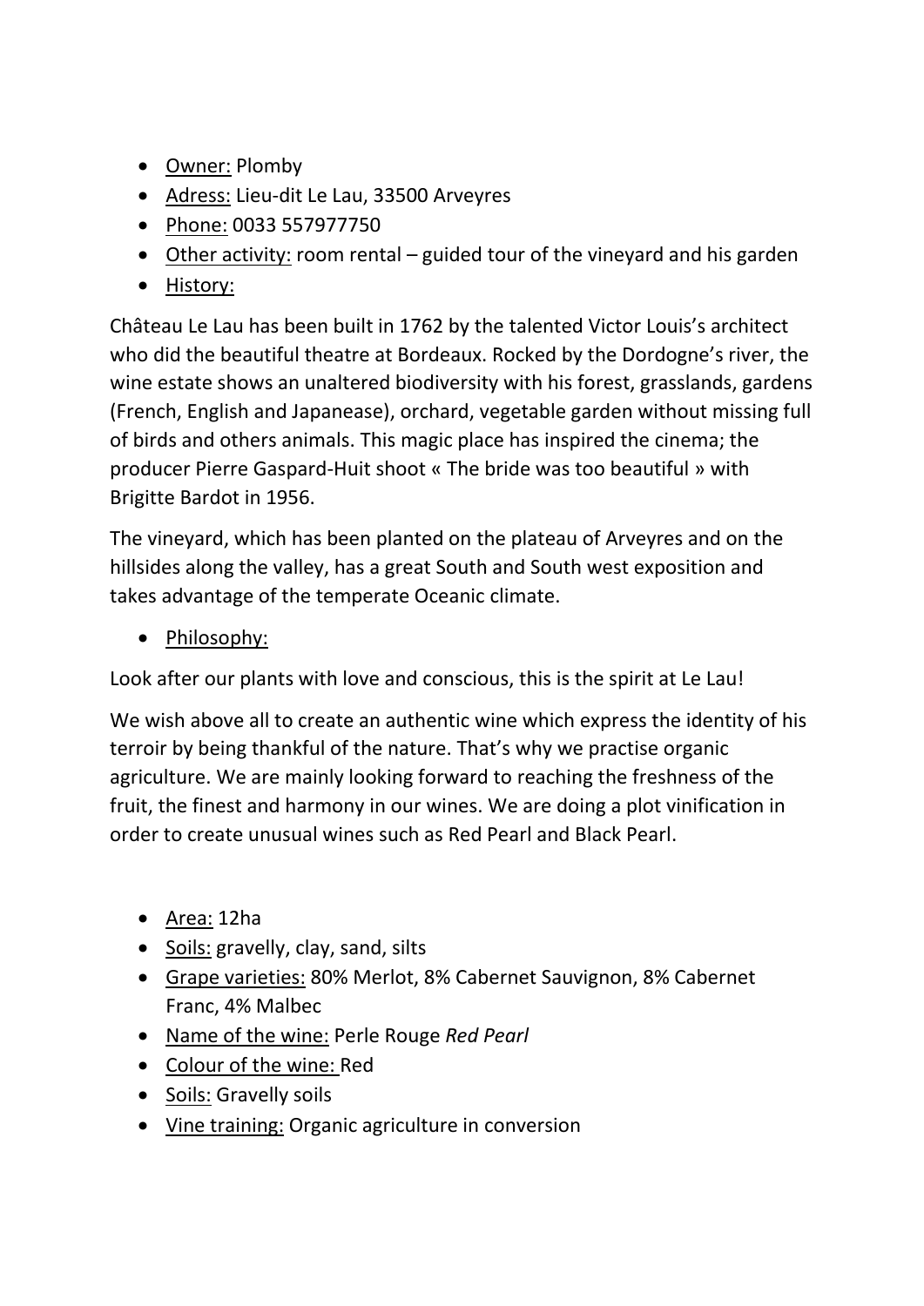- <u>Owner:</u> Plomby
- <u>Adress:</u> Lieu-dit Le Lau, 33500 Arveyres
- <u>Phone:</u> 0033 557977750
- <u>Other activity:</u> room rental – guided tour of the vineyard and his garden
- <u>History:</u>

Château Le Lau has been built in 1762 by the talented Victor Louis's architect who did the beautiful theatre at Bordeaux. Rocked by the Dordogne's river, the wine estate shows an unaltered biodiversity with his forest, grasslands, gardens (French, English and Japanease), orchard, vegetable garden without missing full of birds and others animals. This magic place has inspired the cinema; the producer Pierre Gaspard-Huit shoot « The bride was too beautiful » with Brigitte Bardot in 1956.

The vineyard, which has been planted on the plateau of Arveyres and on the hillsides along the valley, has a great South and South west exposition and takes advantage of the temperate Oceanic climate.

- <u>Philosophy:</u>

Look after our plants with love and conscious, this is the spirit at Le Lau!

We wish above all to create an authentic wine which express the identity of his terroir by being thankful of the nature. That's why we practise organic agriculture. We are mainly looking forward to reaching the freshness of the fruit, the finest and harmony in our wines. We are doing a plot vinification in order to create unusual wines such as Red Pearl and Black Pearl.

- <u>Area:</u> 12ha
- <u>Soils:</u> gravelly, clay, sand, silts
- <u>Grape varieties:</u> 80% Merlot, 8% Cabernet Sauvignon, 8% Cabernet Franc, 4% Malbec
- <u>Name of the wine:</u> Perle Rouge *Red Pearl*
- <u>Colour of the wine:</u> Red
- <u>Soils:</u> Gravelly soils
- <u>Vine training:</u> Organic agriculture in conversion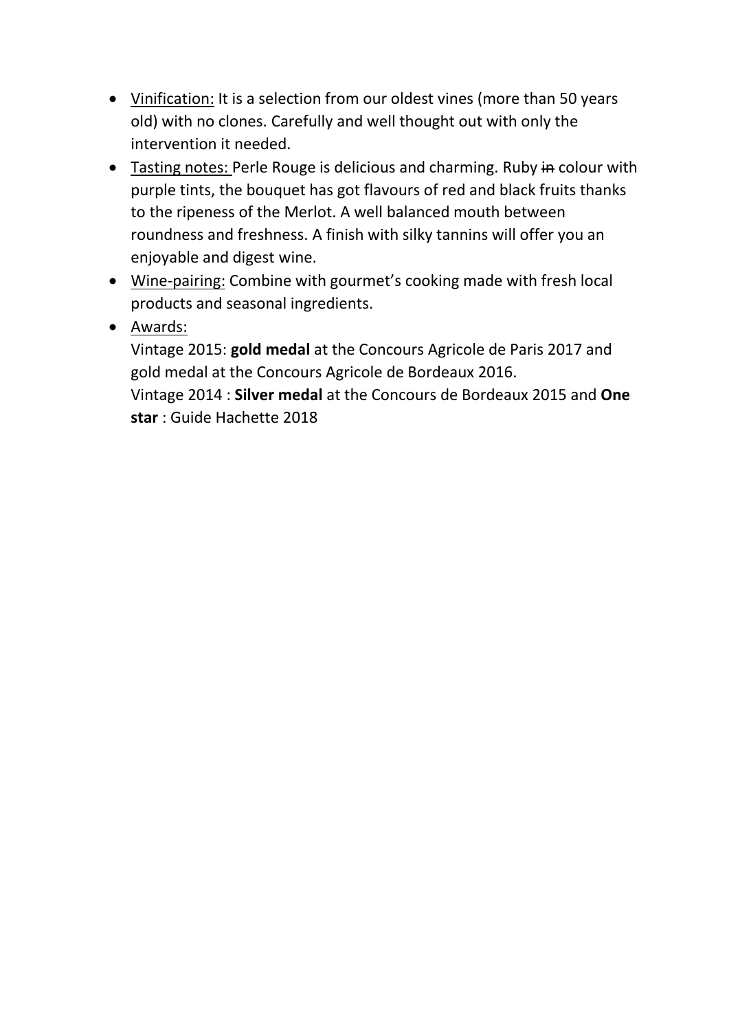- Vinification: It is a selection from our oldest vines (more than 50 years old) with no clones. Carefully and well thought out with only the intervention it needed.
- Tasting notes: Perle Rouge is delicious and charming. Ruby ~~in~~ colour with purple tints, the bouquet has got flavours of red and black fruits thanks to the ripeness of the Merlot. A well balanced mouth between roundness and freshness. A finish with silky tannins will offer you an enjoyable and digest wine.
- Wine-pairing: Combine with gourmet's cooking made with fresh local products and seasonal ingredients.
- Awards:
  Vintage 2015: **gold medal** at the Concours Agricole de Paris 2017 and gold medal at the Concours Agricole de Bordeaux 2016.
  Vintage 2014 : **Silver medal** at the Concours de Bordeaux 2015 and **One star** : Guide Hachette 2018